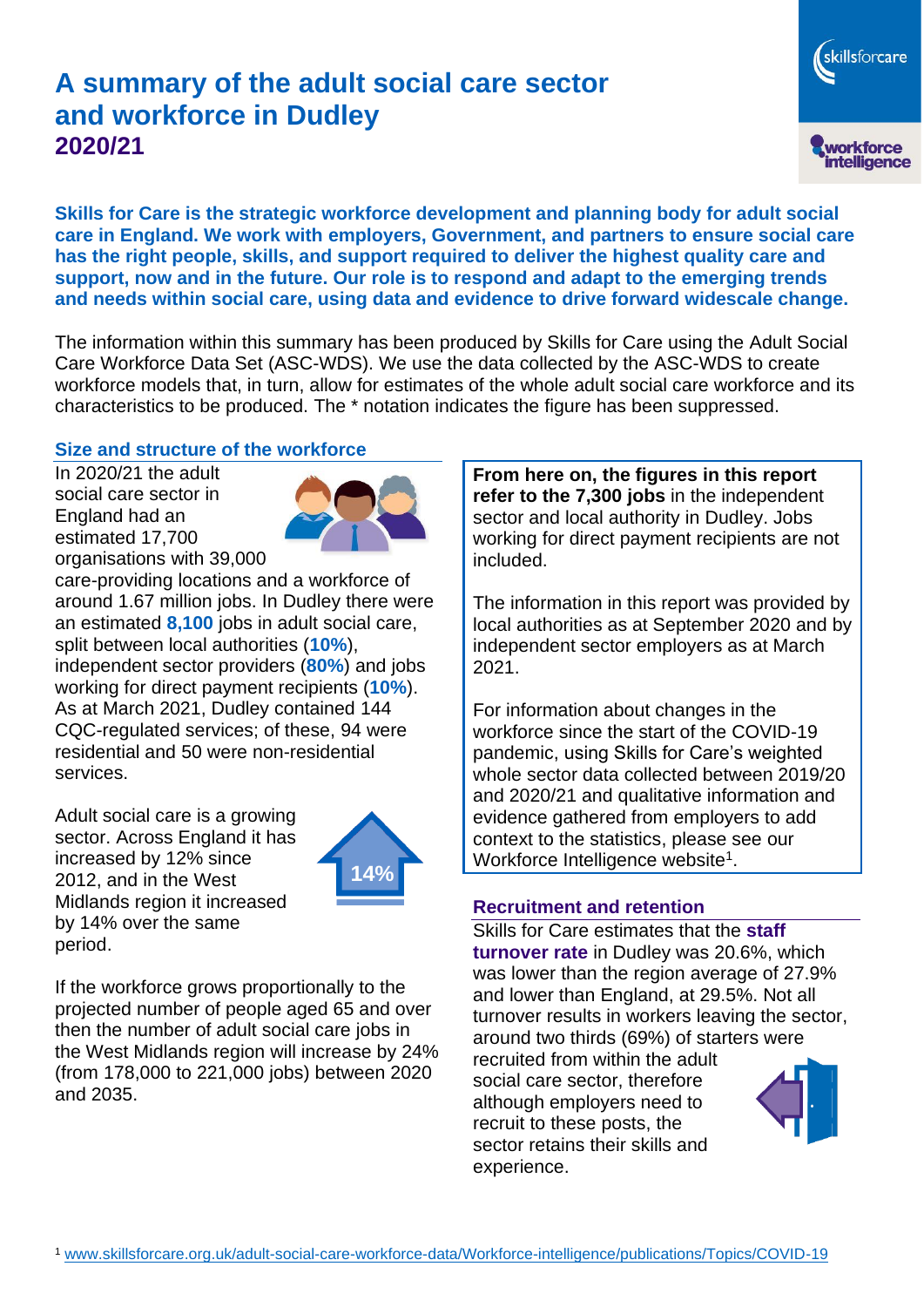# A summary of the adult social care sector and workforce in Dudley 2020/21

**Skills for Care is the strategic workforce development and planning body for adult social care in England. We work with employers, Government, and partners to ensure social care has the right people, skills, and support required to deliver the highest quality care and support, now and in the future. Our role is to respond and adapt to the emerging trends and needs within social care, using data and evidence to drive forward widescale change.**

The information within this summary has been produced by Skills for Care using the Adult Social Care Workforce Data Set (ASC-WDS). We use the data collected by the ASC-WDS to create workforce models that, in turn, allow for estimates of the whole adult social care workforce and its characteristics to be produced. The * notation indicates the figure has been suppressed.

## Size and structure of the workforce

In 2020/21 the adult social care sector in England had an estimated 17,700 organisations with 39,000 care-providing locations and a workforce of around 1.67 million jobs. In Dudley there were an estimated **8,100** jobs in adult social care, split between local authorities (**10%**), independent sector providers (**80%**) and jobs working for direct payment recipients (**10%**). As at March 2021, Dudley contained 144 CQC-regulated services; of these, 94 were residential and 50 were non-residential services.

Adult social care is a growing sector. Across England it has increased by 12% since 2012, and in the West Midlands region it increased by 14% over the same period.

14%

If the workforce grows proportionally to the projected number of people aged 65 and over then the number of adult social care jobs in the West Midlands region will increase by 24% (from 178,000 to 221,000 jobs) between 2020 and 2035.

**From here on, the figures in this report refer to the 7,300 jobs** in the independent sector and local authority in Dudley. Jobs working for direct payment recipients are not included.

The information in this report was provided by local authorities as at September 2020 and by independent sector employers as at March 2021.

For information about changes in the workforce since the start of the COVID-19 pandemic, using Skills for Care's weighted whole sector data collected between 2019/20 and 2020/21 and qualitative information and evidence gathered from employers to add context to the statistics, please see our Workforce Intelligence website[1].

## Recruitment and retention

Skills for Care estimates that the **staff turnover rate** in Dudley was 20.6%, which was lower than the region average of 27.9% and lower than England, at 29.5%. Not all turnover results in workers leaving the sector, around two thirds (69%) of starters were recruited from within the adult social care sector, therefore although employers need to recruit to these posts, the sector retains their skills and experience.

[1] www.skillsforcare.org.uk/adult-social-care-workforce-data/Workforce-intelligence/publications/Topics/COVID-19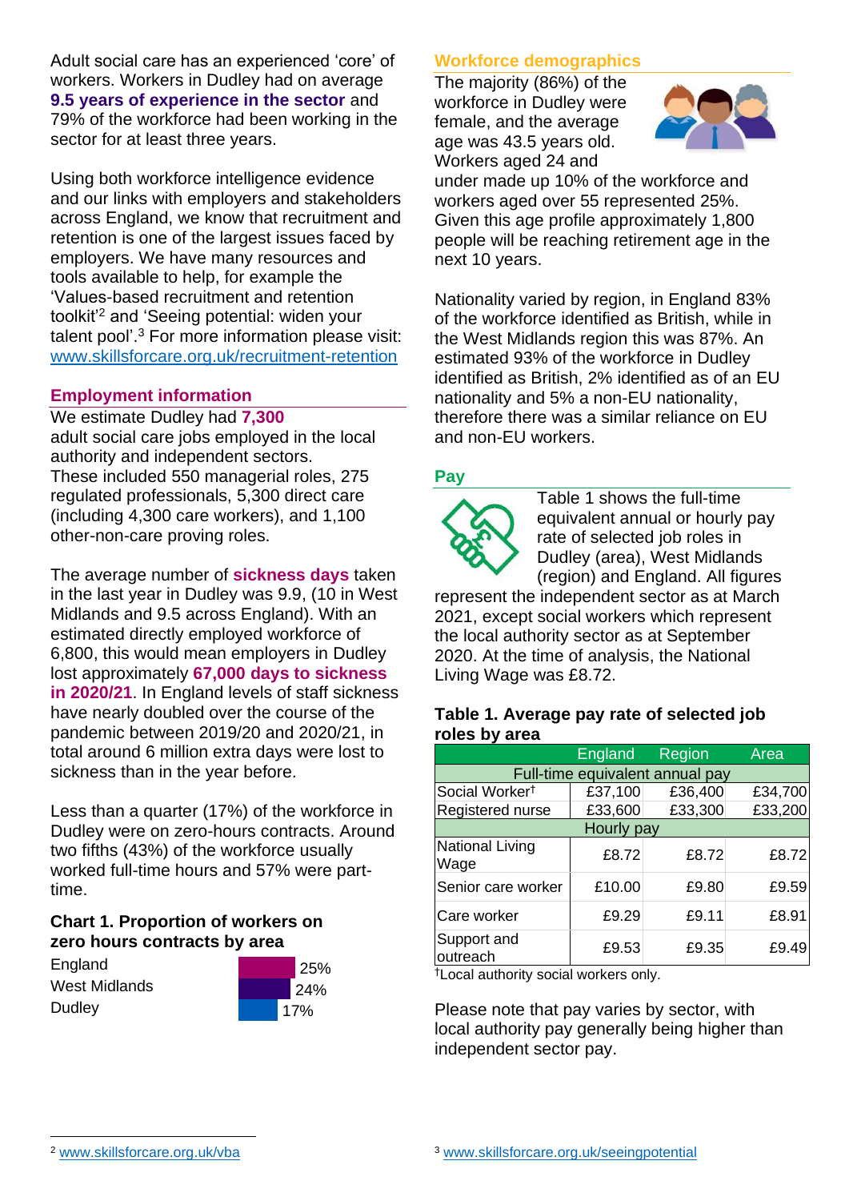Adult social care has an experienced 'core' of workers. Workers in Dudley had on average **9.5 years of experience in the sector** and 79% of the workforce had been working in the sector for at least three years.

Using both workforce intelligence evidence and our links with employers and stakeholders across England, we know that recruitment and retention is one of the largest issues faced by employers. We have many resources and tools available to help, for example the 'Values-based recruitment and retention toolkit'[2] and 'Seeing potential: widen your talent pool'.[3] For more information please visit: www.skillsforcare.org.uk/recruitment-retention

## Employment information

We estimate Dudley had **7,300** adult social care jobs employed in the local authority and independent sectors. These included 550 managerial roles, 275 regulated professionals, 5,300 direct care (including 4,300 care workers), and 1,100 other-non-care proving roles.

The average number of **sickness days** taken in the last year in Dudley was 9.9, (10 in West Midlands and 9.5 across England). With an estimated directly employed workforce of 6,800, this would mean employers in Dudley lost approximately **67,000 days to sickness in 2020/21**. In England levels of staff sickness have nearly doubled over the course of the pandemic between 2019/20 and 2020/21, in total around 6 million extra days were lost to sickness than in the year before.

Less than a quarter (17%) of the workforce in Dudley were on zero-hours contracts. Around two fifths (43%) of the workforce usually worked full-time hours and 57% were part-time.

### Chart 1. Proportion of workers on zero hours contracts by area

| Area | Proportion |
|---|---|
| England | 25% |
| West Midlands | 24% |
| Dudley | 17% |

## Workforce demographics

The majority (86%) of the workforce in Dudley were female, and the average age was 43.5 years old. Workers aged 24 and under made up 10% of the workforce and workers aged over 55 represented 25%. Given this age profile approximately 1,800 people will be reaching retirement age in the next 10 years.

Nationality varied by region, in England 83% of the workforce identified as British, while in the West Midlands region this was 87%. An estimated 93% of the workforce in Dudley identified as British, 2% identified as of an EU nationality and 5% a non-EU nationality, therefore there was a similar reliance on EU and non-EU workers.

## Pay

Table 1 shows the full-time equivalent annual or hourly pay rate of selected job roles in Dudley (area), West Midlands (region) and England. All figures represent the independent sector as at March 2021, except social workers which represent the local authority sector as at September 2020. At the time of analysis, the National Living Wage was £8.72.

### Table 1. Average pay rate of selected job roles by area

| | England | Region | Area |
|---|---|---|---|
| **Full-time equivalent annual pay** | | | |
| Social Worker† | £37,100 | £36,400 | £34,700 |
| Registered nurse | £33,600 | £33,300 | £33,200 |
| **Hourly pay** | | | |
| National Living Wage | £8.72 | £8.72 | £8.72 |
| Senior care worker | £10.00 | £9.80 | £9.59 |
| Care worker | £9.29 | £9.11 | £8.91 |
| Support and outreach | £9.53 | £9.35 | £9.49 |

†Local authority social workers only.

Please note that pay varies by sector, with local authority pay generally being higher than independent sector pay.

[2] www.skillsforcare.org.uk/vba

[3] www.skillsforcare.org.uk/seeingpotential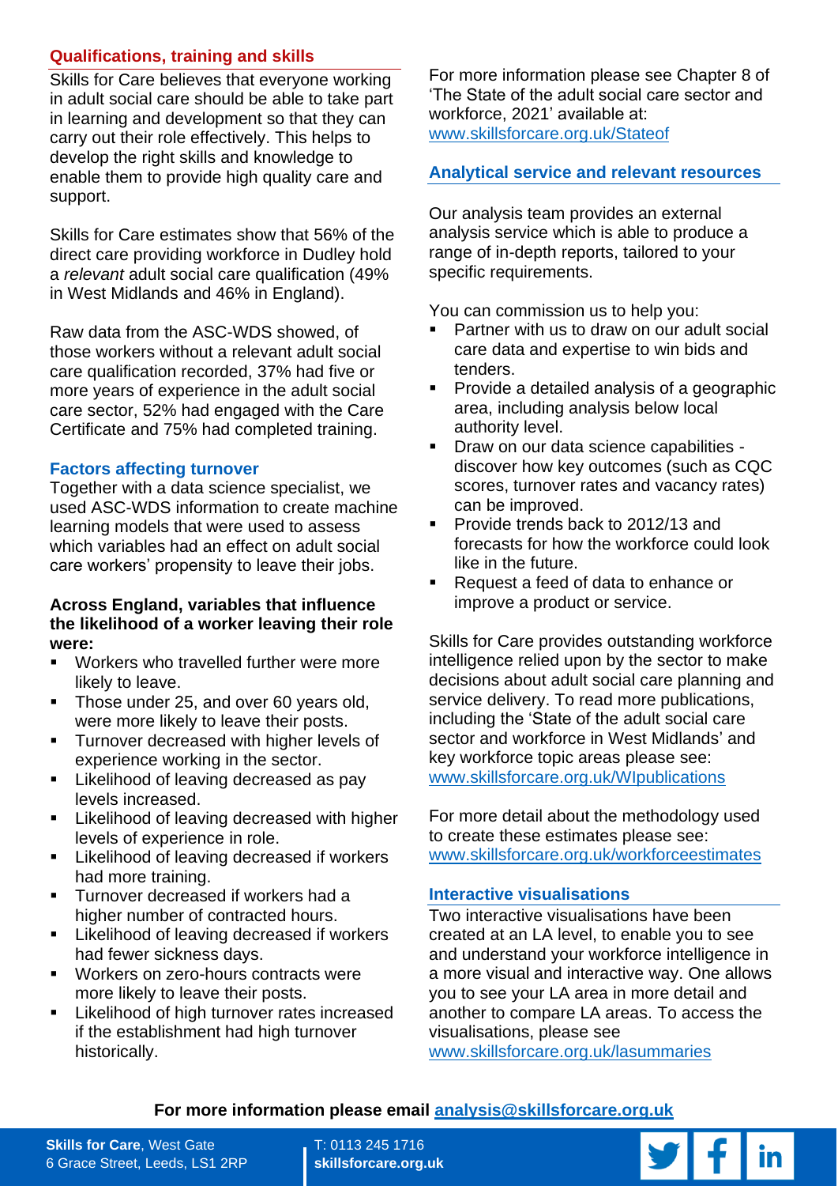## Qualifications, training and skills

Skills for Care believes that everyone working in adult social care should be able to take part in learning and development so that they can carry out their role effectively. This helps to develop the right skills and knowledge to enable them to provide high quality care and support.

Skills for Care estimates show that 56% of the direct care providing workforce in Dudley hold a *relevant* adult social care qualification (49% in West Midlands and 46% in England).

Raw data from the ASC-WDS showed, of those workers without a relevant adult social care qualification recorded, 37% had five or more years of experience in the adult social care sector, 52% had engaged with the Care Certificate and 75% had completed training.

## Factors affecting turnover

Together with a data science specialist, we used ASC-WDS information to create machine learning models that were used to assess which variables had an effect on adult social care workers' propensity to leave their jobs.

**Across England, variables that influence the likelihood of a worker leaving their role were:**

- Workers who travelled further were more likely to leave.
- Those under 25, and over 60 years old, were more likely to leave their posts.
- Turnover decreased with higher levels of experience working in the sector.
- Likelihood of leaving decreased as pay levels increased.
- Likelihood of leaving decreased with higher levels of experience in role.
- Likelihood of leaving decreased if workers had more training.
- Turnover decreased if workers had a higher number of contracted hours.
- Likelihood of leaving decreased if workers had fewer sickness days.
- Workers on zero-hours contracts were more likely to leave their posts.
- Likelihood of high turnover rates increased if the establishment had high turnover historically.

For more information please see Chapter 8 of 'The State of the adult social care sector and workforce, 2021' available at: www.skillsforcare.org.uk/Stateof

## Analytical service and relevant resources

Our analysis team provides an external analysis service which is able to produce a range of in-depth reports, tailored to your specific requirements.

You can commission us to help you:

- Partner with us to draw on our adult social care data and expertise to win bids and tenders.
- Provide a detailed analysis of a geographic area, including analysis below local authority level.
- Draw on our data science capabilities - discover how key outcomes (such as CQC scores, turnover rates and vacancy rates) can be improved.
- Provide trends back to 2012/13 and forecasts for how the workforce could look like in the future.
- Request a feed of data to enhance or improve a product or service.

Skills for Care provides outstanding workforce intelligence relied upon by the sector to make decisions about adult social care planning and service delivery. To read more publications, including the 'State of the adult social care sector and workforce in West Midlands' and key workforce topic areas please see: www.skillsforcare.org.uk/WIpublications

For more detail about the methodology used to create these estimates please see: www.skillsforcare.org.uk/workforceestimates

## Interactive visualisations

Two interactive visualisations have been created at an LA level, to enable you to see and understand your workforce intelligence in a more visual and interactive way. One allows you to see your LA area in more detail and another to compare LA areas. To access the visualisations, please see www.skillsforcare.org.uk/lasummaries

**For more information please email analysis@skillsforcare.org.uk**

**Skills for Care**, West Gate
6 Grace Street, Leeds, LS1 2RP

T: 0113 245 1716
**skillsforcare.org.uk**